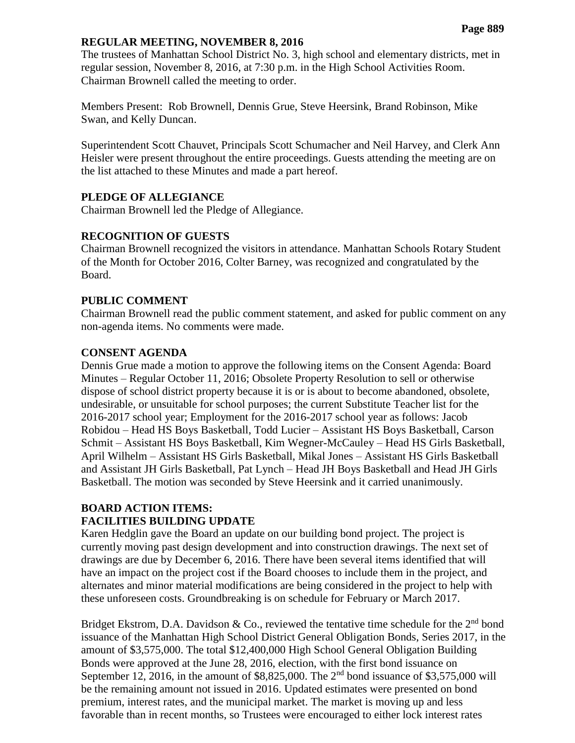## REGULAR MEETING, NOVEMBER 8, 2016

The trustees of Manhattan School District No. 3, high school and elementary districts, met in regular session, November 8, 2016, at 7:30 p.m. in the High School Activities Room. Chairman Brownell called the meeting to order.

Members Present: Rob Brownell, Dennis Grue, Steve Heersink, Brand Robinson, Mike Swan, and Kelly Duncan.

Superintendent Scott Chauvet, Principals Scott Schumacher and Neil Harvey, and Clerk Ann Heisler were present throughout the entire proceedings. Guests attending the meeting are on the list attached to these Minutes and made a part hereof.

### PLEDGE OF ALLEGIANCE

Chairman Brownell led the Pledge of Allegiance.

### RECOGNITION OF GUESTS

Chairman Brownell recognized the visitors in attendance. Manhattan Schools Rotary Student of the Month for October 2016, Colter Barney, was recognized and congratulated by the Board.

### PUBLIC COMMENT

Chairman Brownell read the public comment statement, and asked for public comment on any non-agenda items. No comments were made.

### CONSENT AGENDA

Dennis Grue made a motion to approve the following items on the Consent Agenda: Board Minutes – Regular October 11, 2016; Obsolete Property Resolution to sell or otherwise dispose of school district property because it is or is about to become abandoned, obsolete, undesirable, or unsuitable for school purposes; the current Substitute Teacher list for the 2016-2017 school year; Employment for the 2016-2017 school year as follows: Jacob Robidou – Head HS Boys Basketball, Todd Lucier – Assistant HS Boys Basketball, Carson Schmit – Assistant HS Boys Basketball, Kim Wegner-McCauley – Head HS Girls Basketball, April Wilhelm – Assistant HS Girls Basketball, Mikal Jones – Assistant HS Girls Basketball and Assistant JH Girls Basketball, Pat Lynch – Head JH Boys Basketball and Head JH Girls Basketball. The motion was seconded by Steve Heersink and it carried unanimously.

### BOARD ACTION ITEMS:

### FACILITIES BUILDING UPDATE

Karen Hedglin gave the Board an update on our building bond project. The project is currently moving past design development and into construction drawings. The next set of drawings are due by December 6, 2016. There have been several items identified that will have an impact on the project cost if the Board chooses to include them in the project, and alternates and minor material modifications are being considered in the project to help with these unforeseen costs. Groundbreaking is on schedule for February or March 2017.

Bridget Ekstrom, D.A. Davidson & Co., reviewed the tentative time schedule for the 2nd bond issuance of the Manhattan High School District General Obligation Bonds, Series 2017, in the amount of $3,575,000. The total $12,400,000 High School General Obligation Building Bonds were approved at the June 28, 2016, election, with the first bond issuance on September 12, 2016, in the amount of $8,825,000. The 2nd bond issuance of $3,575,000 will be the remaining amount not issued in 2016. Updated estimates were presented on bond premium, interest rates, and the municipal market. The market is moving up and less favorable than in recent months, so Trustees were encouraged to either lock interest rates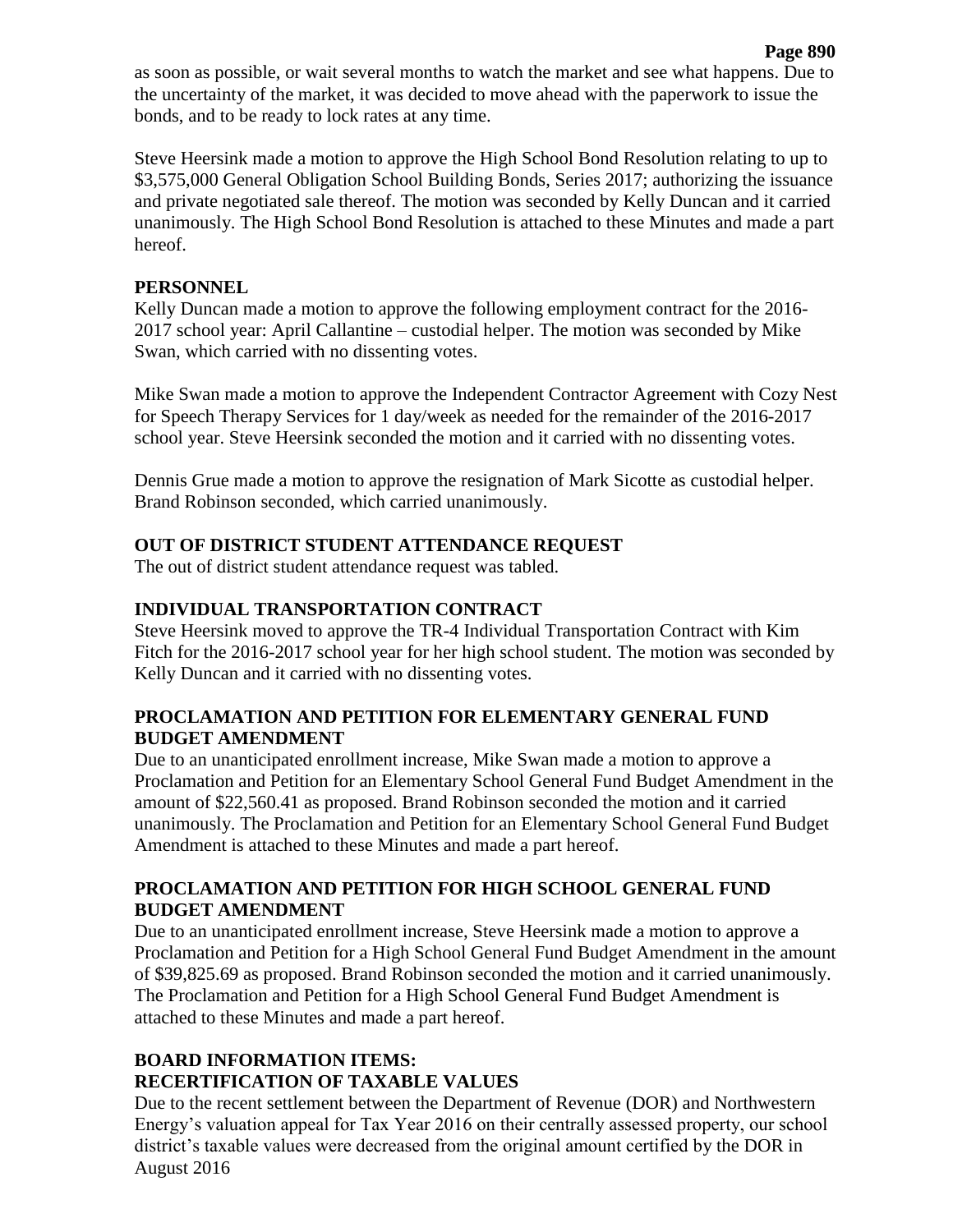as soon as possible, or wait several months to watch the market and see what happens. Due to the uncertainty of the market, it was decided to move ahead with the paperwork to issue the bonds, and to be ready to lock rates at any time.

Steve Heersink made a motion to approve the High School Bond Resolution relating to up to $3,575,000 General Obligation School Building Bonds, Series 2017; authorizing the issuance and private negotiated sale thereof. The motion was seconded by Kelly Duncan and it carried unanimously. The High School Bond Resolution is attached to these Minutes and made a part hereof.

**PERSONNEL**

Kelly Duncan made a motion to approve the following employment contract for the 2016-2017 school year: April Callantine – custodial helper. The motion was seconded by Mike Swan, which carried with no dissenting votes.

Mike Swan made a motion to approve the Independent Contractor Agreement with Cozy Nest for Speech Therapy Services for 1 day/week as needed for the remainder of the 2016-2017 school year. Steve Heersink seconded the motion and it carried with no dissenting votes.

Dennis Grue made a motion to approve the resignation of Mark Sicotte as custodial helper. Brand Robinson seconded, which carried unanimously.

**OUT OF DISTRICT STUDENT ATTENDANCE REQUEST**

The out of district student attendance request was tabled.

**INDIVIDUAL TRANSPORTATION CONTRACT**

Steve Heersink moved to approve the TR-4 Individual Transportation Contract with Kim Fitch for the 2016-2017 school year for her high school student. The motion was seconded by Kelly Duncan and it carried with no dissenting votes.

**PROCLAMATION AND PETITION FOR ELEMENTARY GENERAL FUND BUDGET AMENDMENT**

Due to an unanticipated enrollment increase, Mike Swan made a motion to approve a Proclamation and Petition for an Elementary School General Fund Budget Amendment in the amount of $22,560.41 as proposed. Brand Robinson seconded the motion and it carried unanimously. The Proclamation and Petition for an Elementary School General Fund Budget Amendment is attached to these Minutes and made a part hereof.

**PROCLAMATION AND PETITION FOR HIGH SCHOOL GENERAL FUND BUDGET AMENDMENT**

Due to an unanticipated enrollment increase, Steve Heersink made a motion to approve a Proclamation and Petition for a High School General Fund Budget Amendment in the amount of $39,825.69 as proposed. Brand Robinson seconded the motion and it carried unanimously. The Proclamation and Petition for a High School General Fund Budget Amendment is attached to these Minutes and made a part hereof.

**BOARD INFORMATION ITEMS:**
**RECERTIFICATION OF TAXABLE VALUES**

Due to the recent settlement between the Department of Revenue (DOR) and Northwestern Energy's valuation appeal for Tax Year 2016 on their centrally assessed property, our school district's taxable values were decreased from the original amount certified by the DOR in August 2016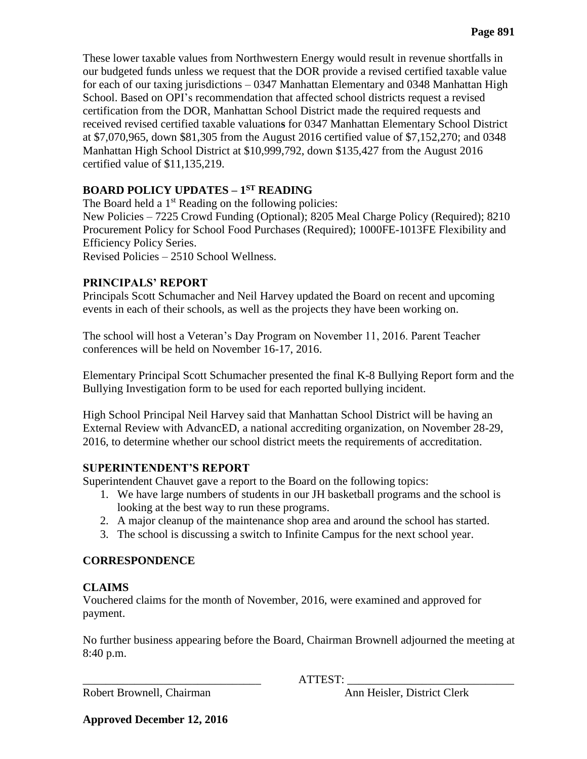These lower taxable values from Northwestern Energy would result in revenue shortfalls in our budgeted funds unless we request that the DOR provide a revised certified taxable value for each of our taxing jurisdictions – 0347 Manhattan Elementary and 0348 Manhattan High School. Based on OPI's recommendation that affected school districts request a revised certification from the DOR, Manhattan School District made the required requests and received revised certified taxable valuation**s** for 0347 Manhattan Elementary School District at $7,070,965, down $81,305 from the August 2016 certified value of $7,152,270; and 0348 Manhattan High School District at $10,999,792, down $135,427 from the August 2016 certified value of $11,135,219.

**BOARD POLICY UPDATES – 1ST READING**

The Board held a 1st Reading on the following policies:
New Policies – 7225 Crowd Funding (Optional); 8205 Meal Charge Policy (Required); 8210 Procurement Policy for School Food Purchases (Required); 1000FE-1013FE Flexibility and Efficiency Policy Series.
Revised Policies – 2510 School Wellness.

**PRINCIPALS' REPORT**

Principals Scott Schumacher and Neil Harvey updated the Board on recent and upcoming events in each of their schools, as well as the projects they have been working on.

The school will host a Veteran's Day Program on November 11, 2016. Parent Teacher conferences will be held on November 16-17, 2016.

Elementary Principal Scott Schumacher presented the final K-8 Bullying Report form and the Bullying Investigation form to be used for each reported bullying incident.

High School Principal Neil Harvey said that Manhattan School District will be having an External Review with AdvancED, a national accrediting organization, on November 28-29, 2016, to determine whether our school district meets the requirements of accreditation.

**SUPERINTENDENT'S REPORT**

Superintendent Chauvet gave a report to the Board on the following topics:

1. We have large numbers of students in our JH basketball programs and the school is looking at the best way to run these programs.
2. A major cleanup of the maintenance shop area and around the school has started.
3. The school is discussing a switch to Infinite Campus for the next school year.

**CORRESPONDENCE**

**CLAIMS**

Vouchered claims for the month of November, 2016, were examined and approved for payment.

No further business appearing before the Board, Chairman Brownell adjourned the meeting at 8:40 p.m.

______________________________ ATTEST: ____________________________

Robert Brownell, Chairman Ann Heisler, District Clerk

**Approved December 12, 2016**